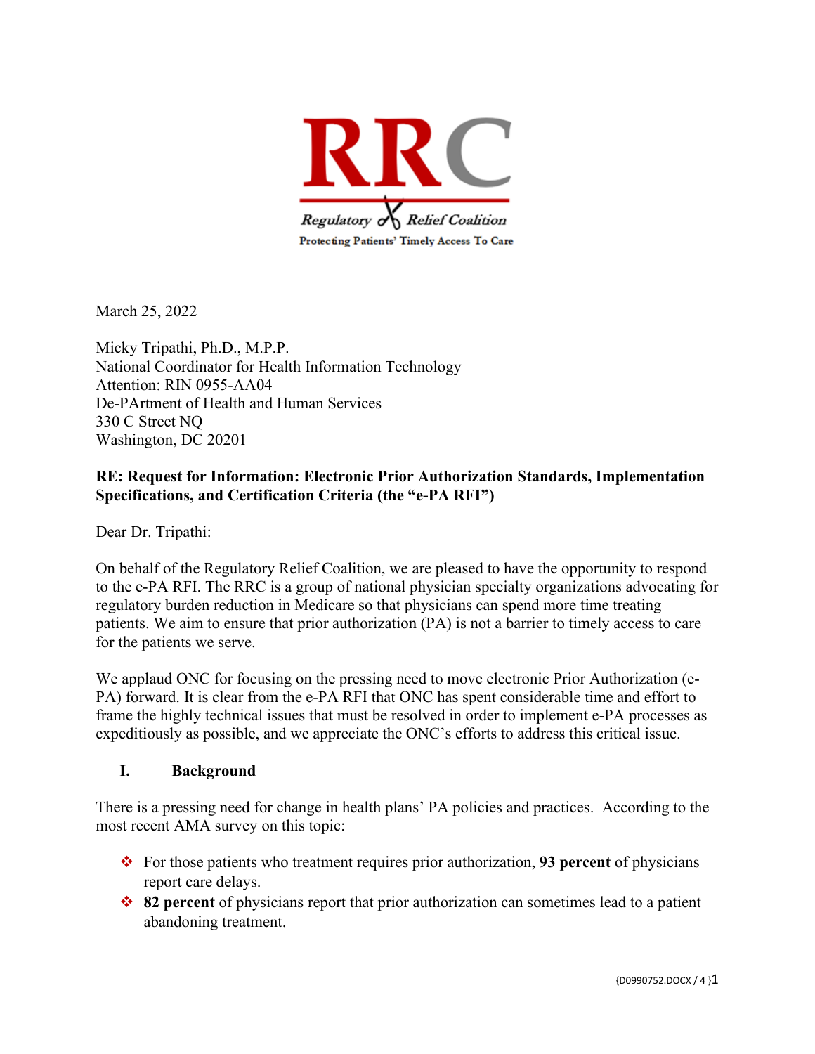RRC

Regulatory Relief Coalition

Protecting Patients' Timely Access To Care

March 25, 2022

Micky Tripathi, Ph.D., M.P.P.
National Coordinator for Health Information Technology
Attention: RIN 0955-AA04
De-PArtment of Health and Human Services
330 C Street NQ
Washington, DC 20201

**RE: Request for Information: Electronic Prior Authorization Standards, Implementation Specifications, and Certification Criteria (the "e-PA RFI")**

Dear Dr. Tripathi:

On behalf of the Regulatory Relief Coalition, we are pleased to have the opportunity to respond to the e-PA RFI. The RRC is a group of national physician specialty organizations advocating for regulatory burden reduction in Medicare so that physicians can spend more time treating patients. We aim to ensure that prior authorization (PA) is not a barrier to timely access to care for the patients we serve.

We applaud ONC for focusing on the pressing need to move electronic Prior Authorization (e-PA) forward. It is clear from the e-PA RFI that ONC has spent considerable time and effort to frame the highly technical issues that must be resolved in order to implement e-PA processes as expeditiously as possible, and we appreciate the ONC's efforts to address this critical issue.

## I. Background

There is a pressing need for change in health plans' PA policies and practices. According to the most recent AMA survey on this topic:

- For those patients who treatment requires prior authorization, **93 percent** of physicians report care delays.
- **82 percent** of physicians report that prior authorization can sometimes lead to a patient abandoning treatment.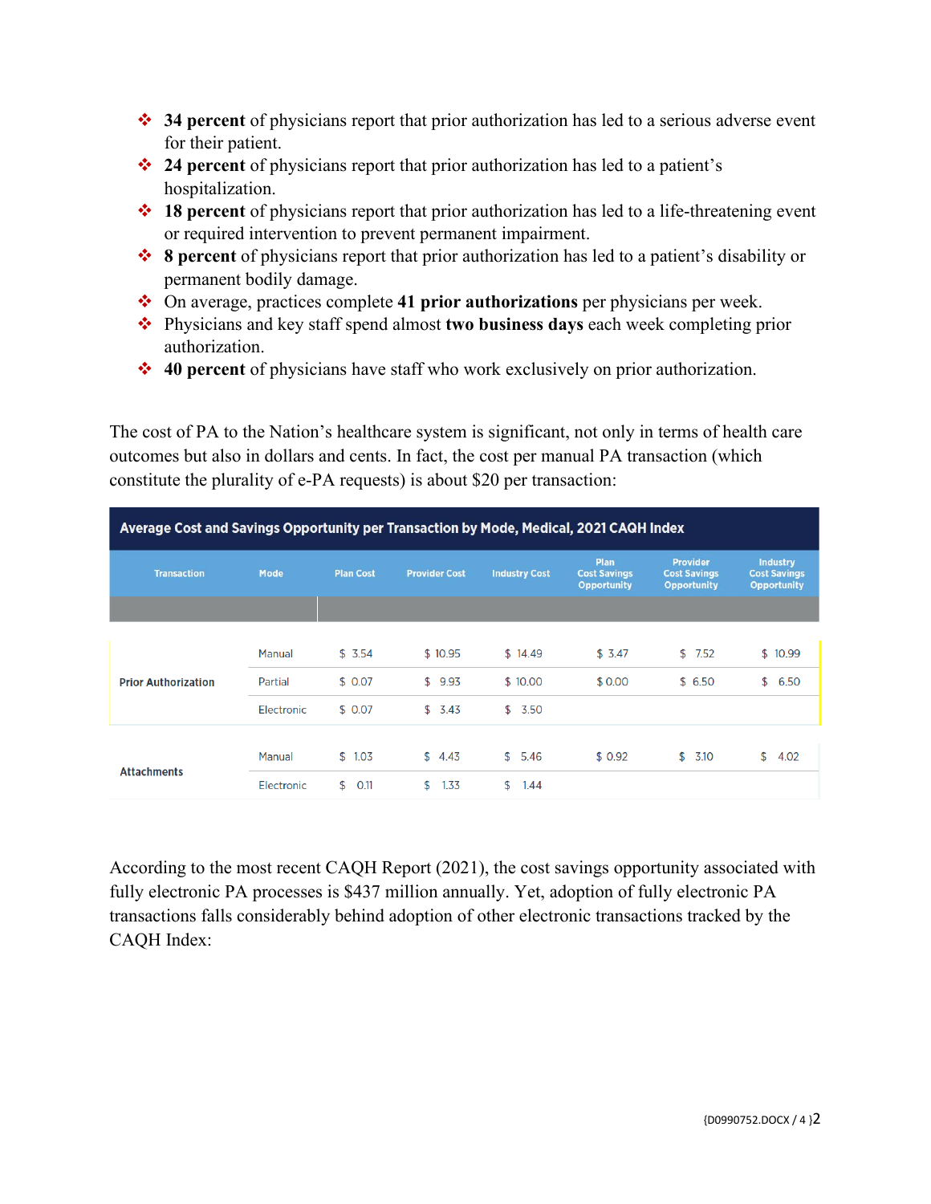- **34 percent** of physicians report that prior authorization has led to a serious adverse event for their patient.
- **24 percent** of physicians report that prior authorization has led to a patient's hospitalization.
- **18 percent** of physicians report that prior authorization has led to a life-threatening event or required intervention to prevent permanent impairment.
- **8 percent** of physicians report that prior authorization has led to a patient's disability or permanent bodily damage.
- On average, practices complete **41 prior authorizations** per physicians per week.
- Physicians and key staff spend almost **two business days** each week completing prior authorization.
- **40 percent** of physicians have staff who work exclusively on prior authorization.

The cost of PA to the Nation's healthcare system is significant, not only in terms of health care outcomes but also in dollars and cents. In fact, the cost per manual PA transaction (which constitute the plurality of e-PA requests) is about $20 per transaction:

**Average Cost and Savings Opportunity per Transaction by Mode, Medical, 2021 CAQH Index**

| Transaction | Mode | Plan Cost | Provider Cost | Industry Cost | Plan Cost Savings Opportunity | Provider Cost Savings Opportunity | Industry Cost Savings Opportunity |
|---|---|---|---|---|---|---|---|
| Prior Authorization | Manual | $ 3.54 | $ 10.95 | $ 14.49 | $ 3.47 | $ 7.52 | $ 10.99 |
| | Partial | $ 0.07 | $ 9.93 | $ 10.00 | $ 0.00 | $ 6.50 | $ 6.50 |
| | Electronic | $ 0.07 | $ 3.43 | $ 3.50 | | | |
| Attachments | Manual | $ 1.03 | $ 4.43 | $ 5.46 | $ 0.92 | $ 3.10 | $ 4.02 |
| | Electronic | $ 0.11 | $ 1.33 | $ 1.44 | | | |

According to the most recent CAQH Report (2021), the cost savings opportunity associated with fully electronic PA processes is $437 million annually. Yet, adoption of fully electronic PA transactions falls considerably behind adoption of other electronic transactions tracked by the CAQH Index: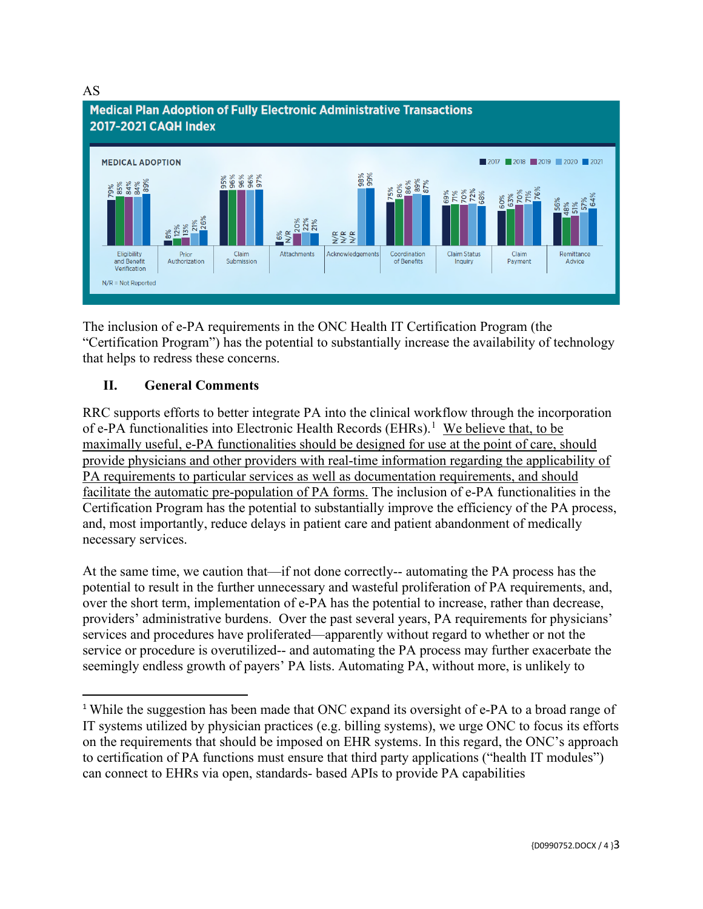AS

**Medical Plan Adoption of Fully Electronic Administrative Transactions**
**2017-2021 CAQH Index**

MEDICAL ADOPTION

| Transaction | 2017 | 2018 | 2019 | 2020 | 2021 |
|---|---|---|---|---|---|
| Eligibility and Benefit Verification | 79% | 85% | 84% | 84% | 89% |
| Prior Authorization | 8% | 12% | 13% | 21% | 26% |
| Claim Submission | 95% | 96% | 96% | 96% | 97% |
| Attachments | 6% | N/R | 20% | 22% | 21% |
| Acknowledgements | N/R | N/R | N/R | 98% | 99% |
| Coordination of Benefits | 75% | 80% | 86% | 89% | 87% |
| Claim Status Inquiry | 69% | 71% | 70% | 72% | 68% |
| Claim Payment | 60% | 63% | 70% | 71% | 76% |
| Remittance Advice | 56% | 48% | 51% | 57% | 64% |

N/R = Not Reported

The inclusion of e-PA requirements in the ONC Health IT Certification Program (the "Certification Program") has the potential to substantially increase the availability of technology that helps to redress these concerns.

## II. General Comments

RRC supports efforts to better integrate PA into the clinical workflow through the incorporation of e-PA functionalities into Electronic Health Records (EHRs).[1] <u>We believe that, to be maximally useful, e-PA functionalities should be designed for use at the point of care, should provide physicians and other providers with real-time information regarding the applicability of PA requirements to particular services as well as documentation requirements, and should facilitate the automatic pre-population of PA forms.</u> The inclusion of e-PA functionalities in the Certification Program has the potential to substantially improve the efficiency of the PA process, and, most importantly, reduce delays in patient care and patient abandonment of medically necessary services.

At the same time, we caution that—if not done correctly-- automating the PA process has the potential to result in the further unnecessary and wasteful proliferation of PA requirements, and, over the short term, implementation of e-PA has the potential to increase, rather than decrease, providers' administrative burdens. Over the past several years, PA requirements for physicians' services and procedures have proliferated—apparently without regard to whether or not the service or procedure is overutilized-- and automating the PA process may further exacerbate the seemingly endless growth of payers' PA lists. Automating PA, without more, is unlikely to

[1] While the suggestion has been made that ONC expand its oversight of e-PA to a broad range of IT systems utilized by physician practices (e.g. billing systems), we urge ONC to focus its efforts on the requirements that should be imposed on EHR systems. In this regard, the ONC's approach to certification of PA functions must ensure that third party applications ("health IT modules") can connect to EHRs via open, standards- based APIs to provide PA capabilities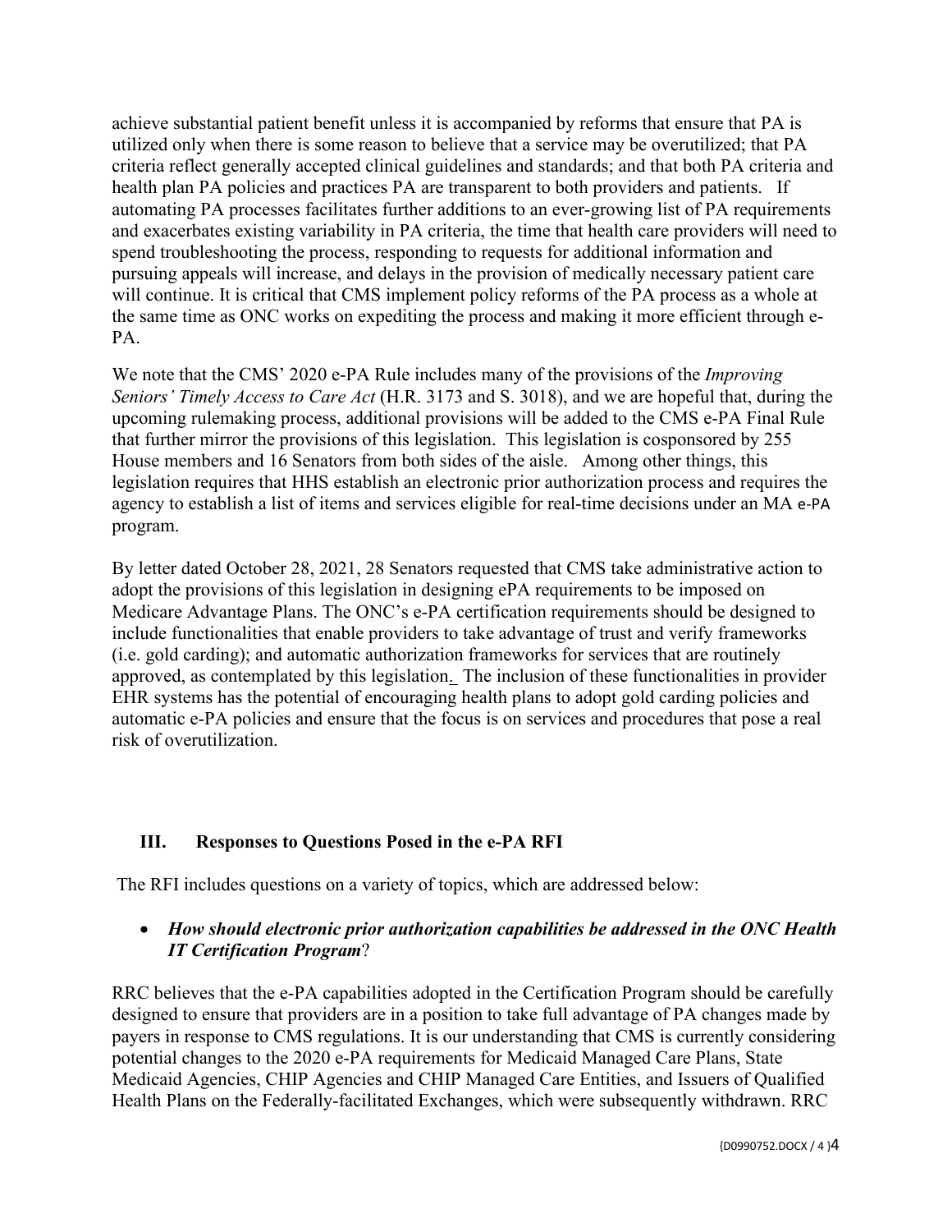achieve substantial patient benefit unless it is accompanied by reforms that ensure that PA is utilized only when there is some reason to believe that a service may be overutilized; that PA criteria reflect generally accepted clinical guidelines and standards; and that both PA criteria and health plan PA policies and practices PA are transparent to both providers and patients. If automating PA processes facilitates further additions to an ever-growing list of PA requirements and exacerbates existing variability in PA criteria, the time that health care providers will need to spend troubleshooting the process, responding to requests for additional information and pursuing appeals will increase, and delays in the provision of medically necessary patient care will continue. It is critical that CMS implement policy reforms of the PA process as a whole at the same time as ONC works on expediting the process and making it more efficient through e-PA.

We note that the CMS' 2020 e-PA Rule includes many of the provisions of the *Improving Seniors' Timely Access to Care Act* (H.R. 3173 and S. 3018), and we are hopeful that, during the upcoming rulemaking process, additional provisions will be added to the CMS e-PA Final Rule that further mirror the provisions of this legislation. This legislation is cosponsored by 255 House members and 16 Senators from both sides of the aisle. Among other things, this legislation requires that HHS establish an electronic prior authorization process and requires the agency to establish a list of items and services eligible for real-time decisions under an MA e-PA program.

By letter dated October 28, 2021, 28 Senators requested that CMS take administrative action to adopt the provisions of this legislation in designing ePA requirements to be imposed on Medicare Advantage Plans. The ONC's e-PA certification requirements should be designed to include functionalities that enable providers to take advantage of trust and verify frameworks (i.e. gold carding); and automatic authorization frameworks for services that are routinely approved, as contemplated by this legislation. The inclusion of these functionalities in provider EHR systems has the potential of encouraging health plans to adopt gold carding policies and automatic e-PA policies and ensure that the focus is on services and procedures that pose a real risk of overutilization.

## III. Responses to Questions Posed in the e-PA RFI

The RFI includes questions on a variety of topics, which are addressed below:

- ***How should electronic prior authorization capabilities be addressed in the ONC Health IT Certification Program*?**

RRC believes that the e-PA capabilities adopted in the Certification Program should be carefully designed to ensure that providers are in a position to take full advantage of PA changes made by payers in response to CMS regulations. It is our understanding that CMS is currently considering potential changes to the 2020 e-PA requirements for Medicaid Managed Care Plans, State Medicaid Agencies, CHIP Agencies and CHIP Managed Care Entities, and Issuers of Qualified Health Plans on the Federally-facilitated Exchanges, which were subsequently withdrawn. RRC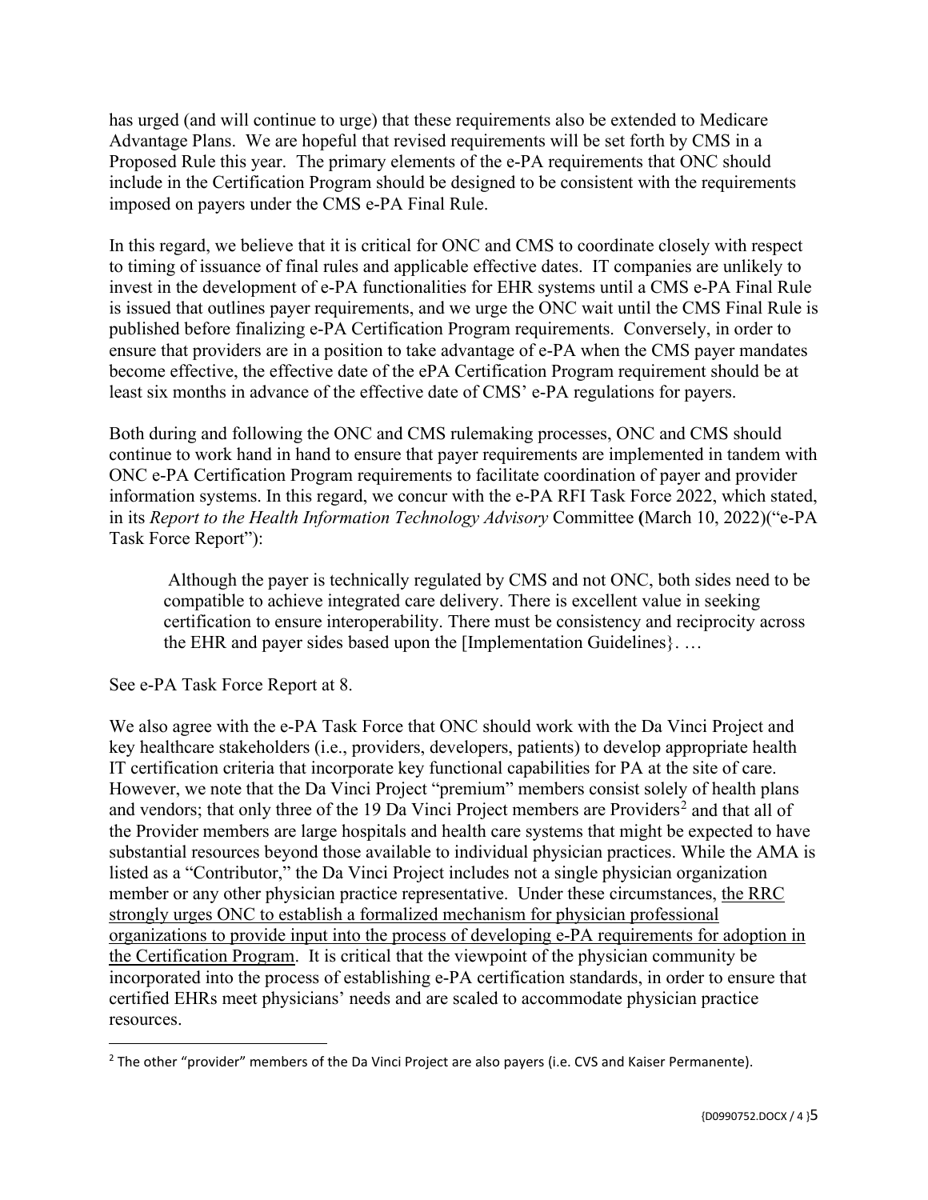has urged (and will continue to urge) that these requirements also be extended to Medicare Advantage Plans. We are hopeful that revised requirements will be set forth by CMS in a Proposed Rule this year. The primary elements of the e-PA requirements that ONC should include in the Certification Program should be designed to be consistent with the requirements imposed on payers under the CMS e-PA Final Rule.

In this regard, we believe that it is critical for ONC and CMS to coordinate closely with respect to timing of issuance of final rules and applicable effective dates. IT companies are unlikely to invest in the development of e-PA functionalities for EHR systems until a CMS e-PA Final Rule is issued that outlines payer requirements, and we urge the ONC wait until the CMS Final Rule is published before finalizing e-PA Certification Program requirements. Conversely, in order to ensure that providers are in a position to take advantage of e-PA when the CMS payer mandates become effective, the effective date of the ePA Certification Program requirement should be at least six months in advance of the effective date of CMS' e-PA regulations for payers.

Both during and following the ONC and CMS rulemaking processes, ONC and CMS should continue to work hand in hand to ensure that payer requirements are implemented in tandem with ONC e-PA Certification Program requirements to facilitate coordination of payer and provider information systems. In this regard, we concur with the e-PA RFI Task Force 2022, which stated, in its *Report to the Health Information Technology Advisory* Committee **(**March 10, 2022)("e-PA Task Force Report"):

> Although the payer is technically regulated by CMS and not ONC, both sides need to be compatible to achieve integrated care delivery. There is excellent value in seeking certification to ensure interoperability. There must be consistency and reciprocity across the EHR and payer sides based upon the [Implementation Guidelines}. …

See e-PA Task Force Report at 8.

We also agree with the e-PA Task Force that ONC should work with the Da Vinci Project and key healthcare stakeholders (i.e., providers, developers, patients) to develop appropriate health IT certification criteria that incorporate key functional capabilities for PA at the site of care. However, we note that the Da Vinci Project "premium" members consist solely of health plans and vendors; that only three of the 19 Da Vinci Project members are Providers[2] and that all of the Provider members are large hospitals and health care systems that might be expected to have substantial resources beyond those available to individual physician practices. While the AMA is listed as a "Contributor," the Da Vinci Project includes not a single physician organization member or any other physician practice representative. Under these circumstances, <u>the RRC strongly urges ONC to establish a formalized mechanism for physician professional organizations to provide input into the process of developing e-PA requirements for adoption in the Certification Program</u>. It is critical that the viewpoint of the physician community be incorporated into the process of establishing e-PA certification standards, in order to ensure that certified EHRs meet physicians' needs and are scaled to accommodate physician practice resources.

[2] The other "provider" members of the Da Vinci Project are also payers (i.e. CVS and Kaiser Permanente).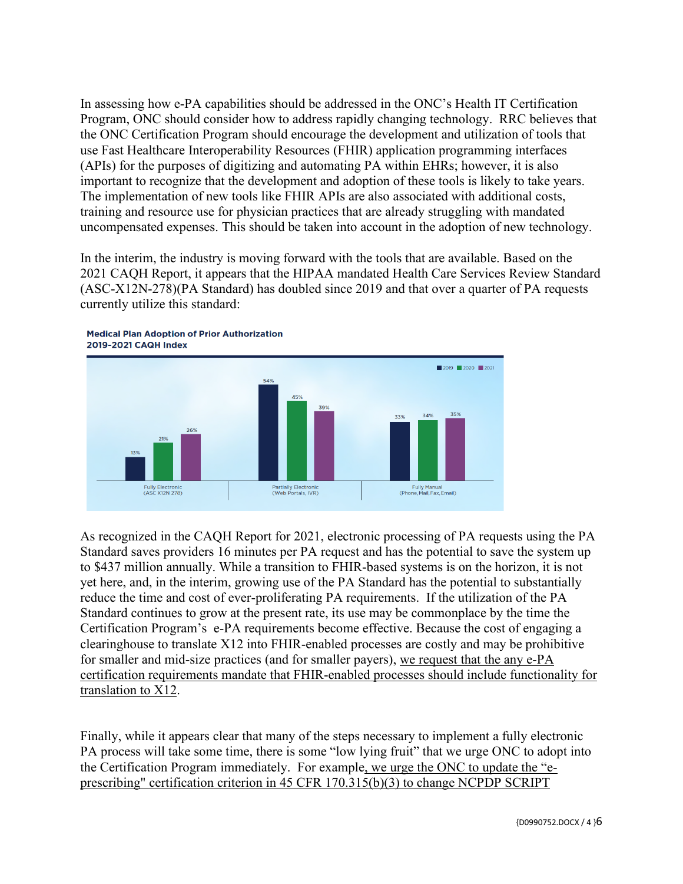In assessing how e-PA capabilities should be addressed in the ONC's Health IT Certification Program, ONC should consider how to address rapidly changing technology. RRC believes that the ONC Certification Program should encourage the development and utilization of tools that use Fast Healthcare Interoperability Resources (FHIR) application programming interfaces (APIs) for the purposes of digitizing and automating PA within EHRs; however, it is also important to recognize that the development and adoption of these tools is likely to take years. The implementation of new tools like FHIR APIs are also associated with additional costs, training and resource use for physician practices that are already struggling with mandated uncompensated expenses. This should be taken into account in the adoption of new technology.

In the interim, the industry is moving forward with the tools that are available. Based on the 2021 CAQH Report, it appears that the HIPAA mandated Health Care Services Review Standard (ASC-X12N-278)(PA Standard) has doubled since 2019 and that over a quarter of PA requests currently utilize this standard:

**Medical Plan Adoption of Prior Authorization**
**2019-2021 CAQH Index**

| | 2019 | 2020 | 2021 |
|---|---|---|---|
| Fully Electronic (ASC X12N 278) | 13% | 21% | 26% |
| Partially Electronic (Web Portals, IVR) | 54% | 45% | 39% |
| Fully Manual (Phone, Mail, Fax, Email) | 33% | 34% | 35% |

As recognized in the CAQH Report for 2021, electronic processing of PA requests using the PA Standard saves providers 16 minutes per PA request and has the potential to save the system up to $437 million annually. While a transition to FHIR-based systems is on the horizon, it is not yet here, and, in the interim, growing use of the PA Standard has the potential to substantially reduce the time and cost of ever-proliferating PA requirements. If the utilization of the PA Standard continues to grow at the present rate, its use may be commonplace by the time the Certification Program's e-PA requirements become effective. Because the cost of engaging a clearinghouse to translate X12 into FHIR-enabled processes are costly and may be prohibitive for smaller and mid-size practices (and for smaller payers), we request that the any e-PA certification requirements mandate that FHIR-enabled processes should include functionality for translation to X12.

Finally, while it appears clear that many of the steps necessary to implement a fully electronic PA process will take some time, there is some "low lying fruit" that we urge ONC to adopt into the Certification Program immediately. For example, we urge the ONC to update the "e-prescribing" certification criterion in 45 CFR 170.315(b)(3) to change NCPDP SCRIPT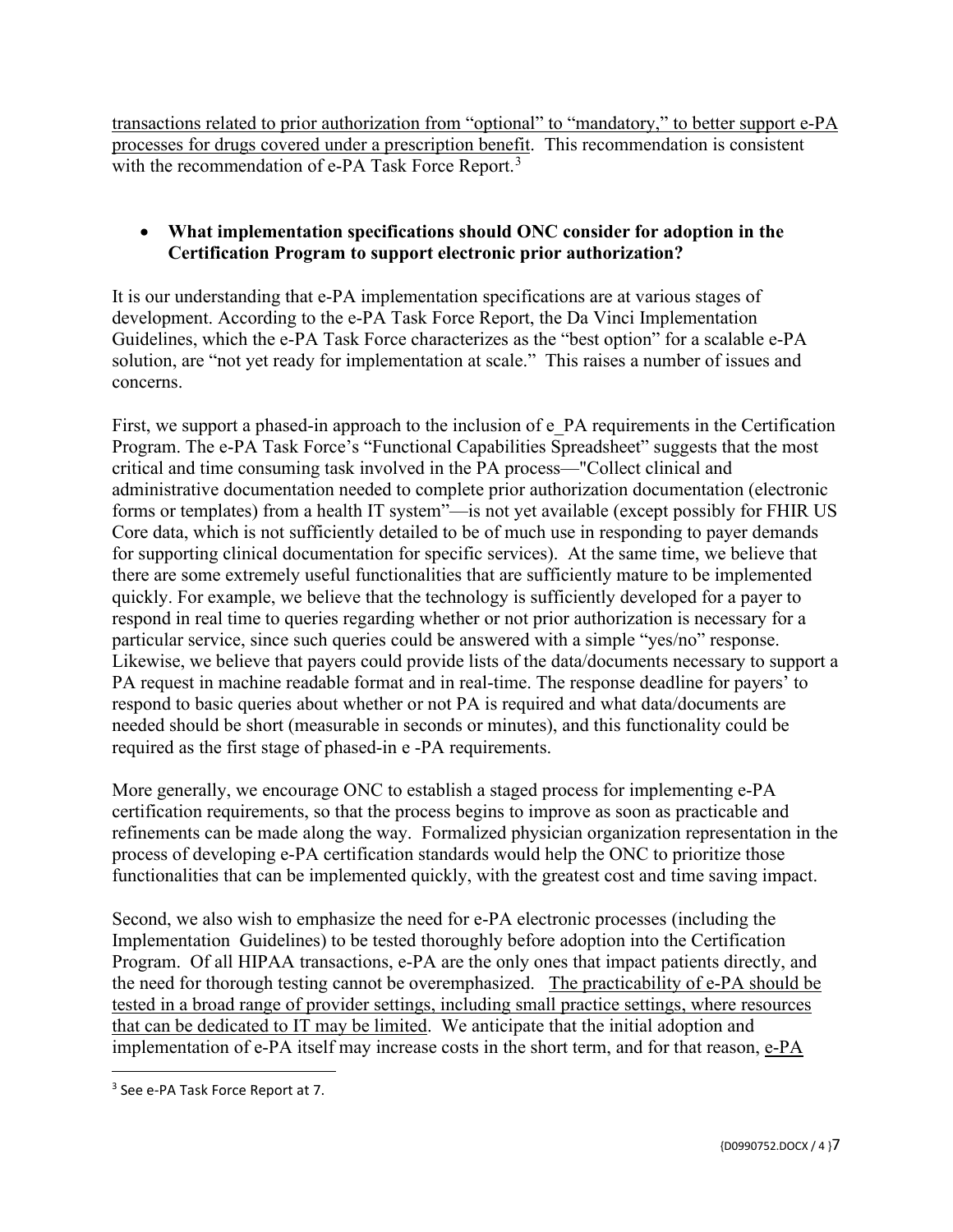transactions related to prior authorization from "optional" to "mandatory," to better support e-PA processes for drugs covered under a prescription benefit. This recommendation is consistent with the recommendation of e-PA Task Force Report.[3]

- **What implementation specifications should ONC consider for adoption in the Certification Program to support electronic prior authorization?**

It is our understanding that e-PA implementation specifications are at various stages of development. According to the e-PA Task Force Report, the Da Vinci Implementation Guidelines, which the e-PA Task Force characterizes as the "best option" for a scalable e-PA solution, are "not yet ready for implementation at scale." This raises a number of issues and concerns.

First, we support a phased-in approach to the inclusion of e_PA requirements in the Certification Program. The e-PA Task Force's "Functional Capabilities Spreadsheet" suggests that the most critical and time consuming task involved in the PA process—"Collect clinical and administrative documentation needed to complete prior authorization documentation (electronic forms or templates) from a health IT system"—is not yet available (except possibly for FHIR US Core data, which is not sufficiently detailed to be of much use in responding to payer demands for supporting clinical documentation for specific services). At the same time, we believe that there are some extremely useful functionalities that are sufficiently mature to be implemented quickly. For example, we believe that the technology is sufficiently developed for a payer to respond in real time to queries regarding whether or not prior authorization is necessary for a particular service, since such queries could be answered with a simple "yes/no" response. Likewise, we believe that payers could provide lists of the data/documents necessary to support a PA request in machine readable format and in real-time. The response deadline for payers' to respond to basic queries about whether or not PA is required and what data/documents are needed should be short (measurable in seconds or minutes), and this functionality could be required as the first stage of phased-in e -PA requirements.

More generally, we encourage ONC to establish a staged process for implementing e-PA certification requirements, so that the process begins to improve as soon as practicable and refinements can be made along the way. Formalized physician organization representation in the process of developing e-PA certification standards would help the ONC to prioritize those functionalities that can be implemented quickly, with the greatest cost and time saving impact.

Second, we also wish to emphasize the need for e-PA electronic processes (including the Implementation Guidelines) to be tested thoroughly before adoption into the Certification Program. Of all HIPAA transactions, e-PA are the only ones that impact patients directly, and the need for thorough testing cannot be overemphasized. The practicability of e-PA should be tested in a broad range of provider settings, including small practice settings, where resources that can be dedicated to IT may be limited. We anticipate that the initial adoption and implementation of e-PA itself may increase costs in the short term, and for that reason, e-PA

[3] See e-PA Task Force Report at 7.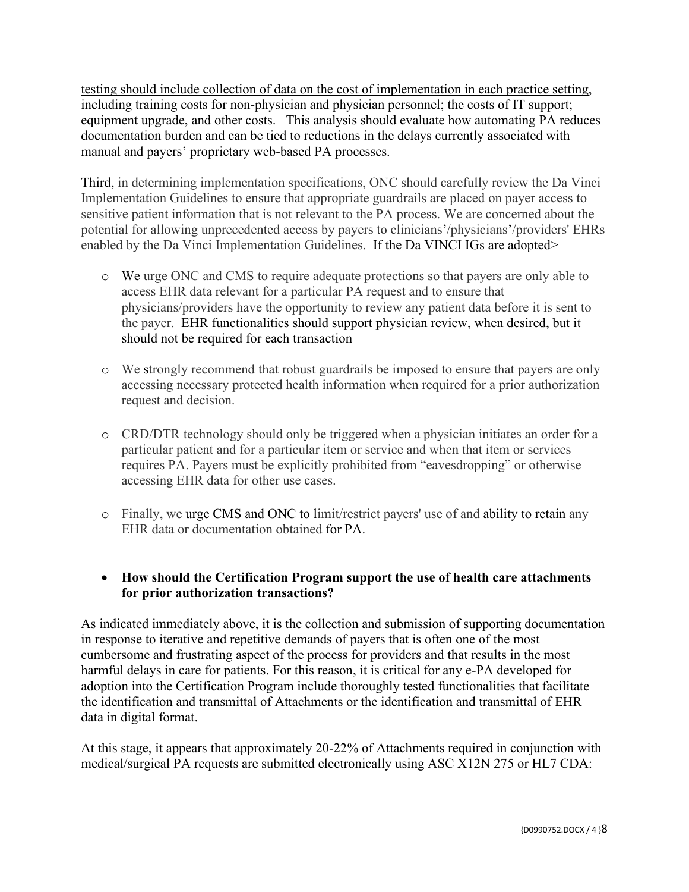testing should include collection of data on the cost of implementation in each practice setting, including training costs for non-physician and physician personnel; the costs of IT support; equipment upgrade, and other costs. This analysis should evaluate how automating PA reduces documentation burden and can be tied to reductions in the delays currently associated with manual and payers' proprietary web-based PA processes.

Third, in determining implementation specifications, ONC should carefully review the Da Vinci Implementation Guidelines to ensure that appropriate guardrails are placed on payer access to sensitive patient information that is not relevant to the PA process. We are concerned about the potential for allowing unprecedented access by payers to clinicians'/physicians'/providers' EHRs enabled by the Da Vinci Implementation Guidelines. If the Da VINCI IGs are adopted>

- We urge ONC and CMS to require adequate protections so that payers are only able to access EHR data relevant for a particular PA request and to ensure that physicians/providers have the opportunity to review any patient data before it is sent to the payer. EHR functionalities should support physician review, when desired, but it should not be required for each transaction

- We strongly recommend that robust guardrails be imposed to ensure that payers are only accessing necessary protected health information when required for a prior authorization request and decision.

- CRD/DTR technology should only be triggered when a physician initiates an order for a particular patient and for a particular item or service and when that item or services requires PA. Payers must be explicitly prohibited from "eavesdropping" or otherwise accessing EHR data for other use cases.

- Finally, we urge CMS and ONC to limit/restrict payers' use of and ability to retain any EHR data or documentation obtained for PA.

- **How should the Certification Program support the use of health care attachments for prior authorization transactions?**

As indicated immediately above, it is the collection and submission of supporting documentation in response to iterative and repetitive demands of payers that is often one of the most cumbersome and frustrating aspect of the process for providers and that results in the most harmful delays in care for patients. For this reason, it is critical for any e-PA developed for adoption into the Certification Program include thoroughly tested functionalities that facilitate the identification and transmittal of Attachments or the identification and transmittal of EHR data in digital format.

At this stage, it appears that approximately 20-22% of Attachments required in conjunction with medical/surgical PA requests are submitted electronically using ASC X12N 275 or HL7 CDA: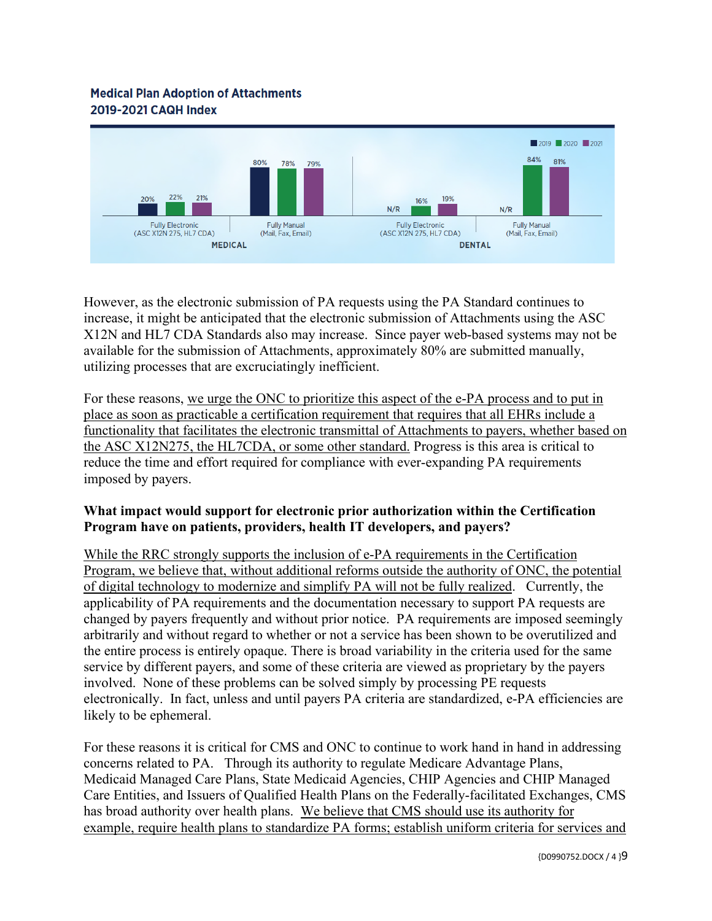**Medical Plan Adoption of Attachments**
**2019-2021 CAQH Index**

| | | 2019 | 2020 | 2021 |
|---|---|---|---|---|
| MEDICAL | Fully Electronic (ASC X12N 275, HL7 CDA) | 20% | 22% | 21% |
| | Fully Manual (Mail, Fax, Email) | 80% | 78% | 79% |
| DENTAL | Fully Electronic (ASC X12N 275, HL7 CDA) | N/R | 16% | 19% |
| | Fully Manual (Mail, Fax, Email) | N/R | 84% | 81% |

However, as the electronic submission of PA requests using the PA Standard continues to increase, it might be anticipated that the electronic submission of Attachments using the ASC X12N and HL7 CDA Standards also may increase. Since payer web-based systems may not be available for the submission of Attachments, approximately 80% are submitted manually, utilizing processes that are excruciatingly inefficient.

For these reasons, we urge the ONC to prioritize this aspect of the e-PA process and to put in place as soon as practicable a certification requirement that requires that all EHRs include a functionality that facilitates the electronic transmittal of Attachments to payers, whether based on the ASC X12N275, the HL7CDA, or some other standard. Progress is this area is critical to reduce the time and effort required for compliance with ever-expanding PA requirements imposed by payers.

**What impact would support for electronic prior authorization within the Certification Program have on patients, providers, health IT developers, and payers?**

While the RRC strongly supports the inclusion of e-PA requirements in the Certification Program, we believe that, without additional reforms outside the authority of ONC, the potential of digital technology to modernize and simplify PA will not be fully realized. Currently, the applicability of PA requirements and the documentation necessary to support PA requests are changed by payers frequently and without prior notice. PA requirements are imposed seemingly arbitrarily and without regard to whether or not a service has been shown to be overutilized and the entire process is entirely opaque. There is broad variability in the criteria used for the same service by different payers, and some of these criteria are viewed as proprietary by the payers involved. None of these problems can be solved simply by processing PE requests electronically. In fact, unless and until payers PA criteria are standardized, e-PA efficiencies are likely to be ephemeral.

For these reasons it is critical for CMS and ONC to continue to work hand in hand in addressing concerns related to PA. Through its authority to regulate Medicare Advantage Plans, Medicaid Managed Care Plans, State Medicaid Agencies, CHIP Agencies and CHIP Managed Care Entities, and Issuers of Qualified Health Plans on the Federally-facilitated Exchanges, CMS has broad authority over health plans. We believe that CMS should use its authority for example, require health plans to standardize PA forms; establish uniform criteria for services and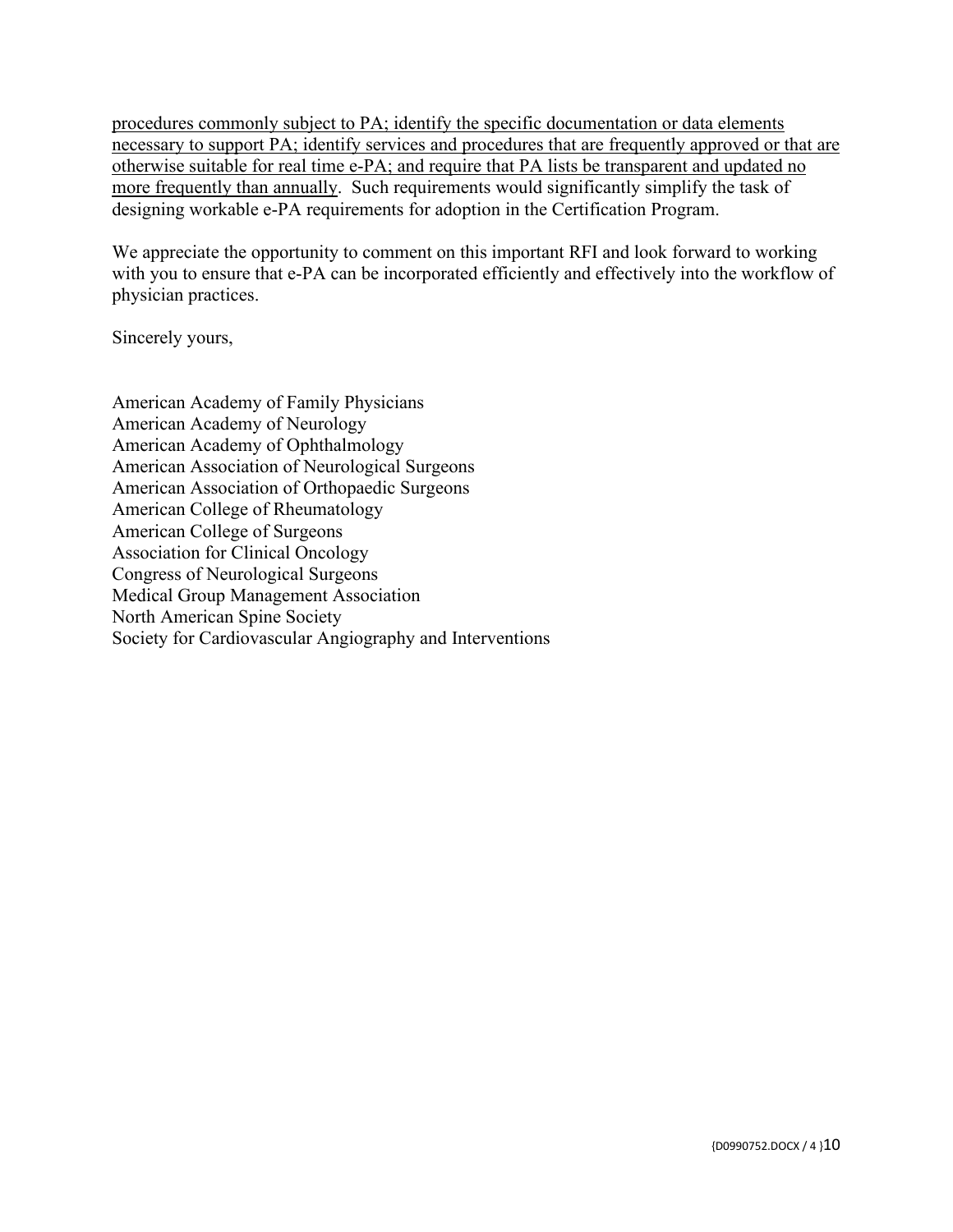<u>procedures commonly subject to PA; identify the specific documentation or data elements necessary to support PA; identify services and procedures that are frequently approved or that are otherwise suitable for real time e-PA; and require that PA lists be transparent and updated no more frequently than annually</u>. Such requirements would significantly simplify the task of designing workable e-PA requirements for adoption in the Certification Program.

We appreciate the opportunity to comment on this important RFI and look forward to working with you to ensure that e-PA can be incorporated efficiently and effectively into the workflow of physician practices.

Sincerely yours,

American Academy of Family Physicians
American Academy of Neurology
American Academy of Ophthalmology
American Association of Neurological Surgeons
American Association of Orthopaedic Surgeons
American College of Rheumatology
American College of Surgeons
Association for Clinical Oncology
Congress of Neurological Surgeons
Medical Group Management Association
North American Spine Society
Society for Cardiovascular Angiography and Interventions